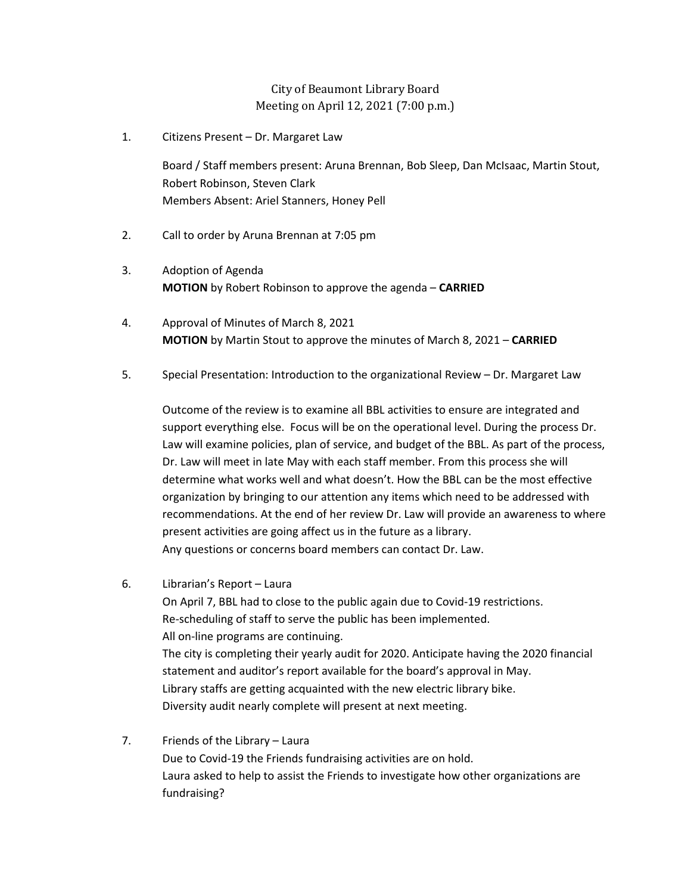# City of Beaumont Library Board
## Meeting on April 12, 2021 (7:00 p.m.)

1. Citizens Present – Dr. Margaret Law

   Board / Staff members present: Aruna Brennan, Bob Sleep, Dan McIsaac, Martin Stout, Robert Robinson, Steven Clark
   Members Absent: Ariel Stanners, Honey Pell

2. Call to order by Aruna Brennan at 7:05 pm

3. Adoption of Agenda
   **MOTION** by Robert Robinson to approve the agenda – **CARRIED**

4. Approval of Minutes of March 8, 2021
   **MOTION** by Martin Stout to approve the minutes of March 8, 2021 – **CARRIED**

5. Special Presentation: Introduction to the organizational Review – Dr. Margaret Law

   Outcome of the review is to examine all BBL activities to ensure are integrated and support everything else. Focus will be on the operational level. During the process Dr. Law will examine policies, plan of service, and budget of the BBL. As part of the process, Dr. Law will meet in late May with each staff member. From this process she will determine what works well and what doesn't. How the BBL can be the most effective organization by bringing to our attention any items which need to be addressed with recommendations. At the end of her review Dr. Law will provide an awareness to where present activities are going affect us in the future as a library.
   Any questions or concerns board members can contact Dr. Law.

6. Librarian's Report – Laura
   On April 7, BBL had to close to the public again due to Covid-19 restrictions.
   Re-scheduling of staff to serve the public has been implemented.
   All on-line programs are continuing.
   The city is completing their yearly audit for 2020. Anticipate having the 2020 financial statement and auditor's report available for the board's approval in May.
   Library staffs are getting acquainted with the new electric library bike.
   Diversity audit nearly complete will present at next meeting.

7. Friends of the Library – Laura
   Due to Covid-19 the Friends fundraising activities are on hold.
   Laura asked to help to assist the Friends to investigate how other organizations are fundraising?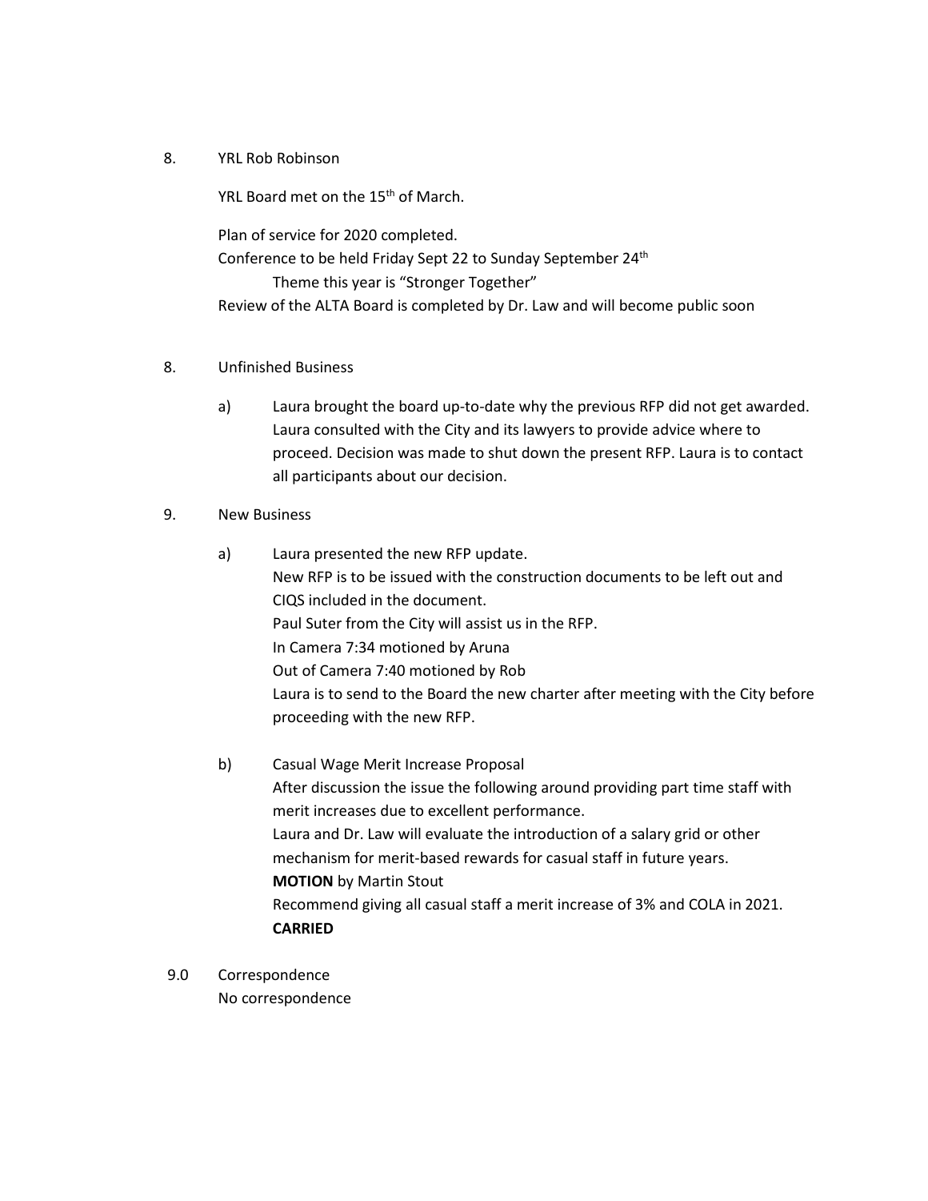8. YRL Rob Robinson

YRL Board met on the 15th of March.

Plan of service for 2020 completed.
Conference to be held Friday Sept 22 to Sunday September 24th
Theme this year is "Stronger Together"
Review of the ALTA Board is completed by Dr. Law and will become public soon

8. Unfinished Business

a) Laura brought the board up-to-date why the previous RFP did not get awarded. Laura consulted with the City and its lawyers to provide advice where to proceed. Decision was made to shut down the present RFP. Laura is to contact all participants about our decision.

9. New Business

a) Laura presented the new RFP update.
New RFP is to be issued with the construction documents to be left out and CIQS included in the document.
Paul Suter from the City will assist us in the RFP.
In Camera 7:34 motioned by Aruna
Out of Camera 7:40 motioned by Rob
Laura is to send to the Board the new charter after meeting with the City before proceeding with the new RFP.

b) Casual Wage Merit Increase Proposal
After discussion the issue the following around providing part time staff with merit increases due to excellent performance.
Laura and Dr. Law will evaluate the introduction of a salary grid or other mechanism for merit-based rewards for casual staff in future years.
**MOTION** by Martin Stout
Recommend giving all casual staff a merit increase of 3% and COLA in 2021.
**CARRIED**

9.0 Correspondence
No correspondence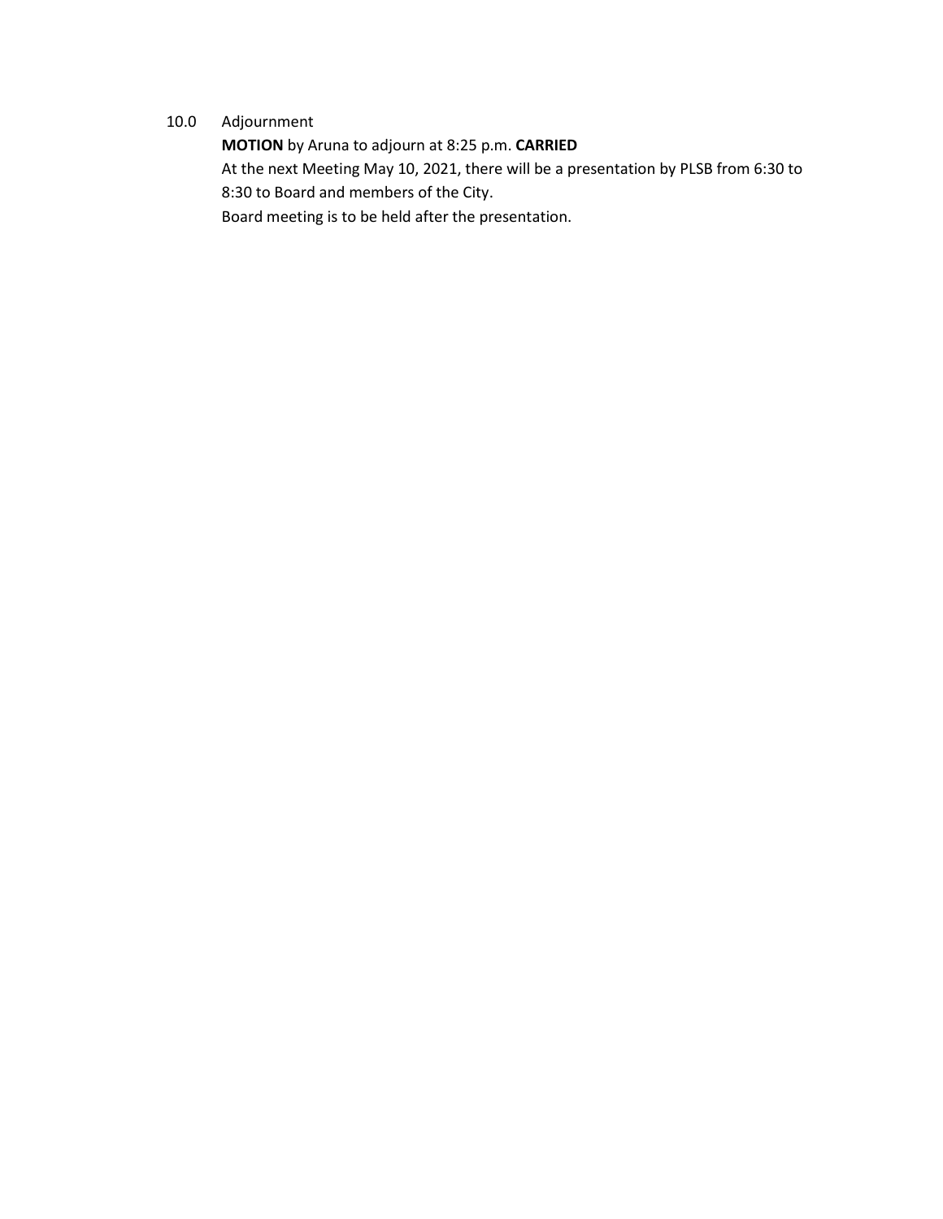10.0 Adjournment

**MOTION** by Aruna to adjourn at 8:25 p.m. **CARRIED**

At the next Meeting May 10, 2021, there will be a presentation by PLSB from 6:30 to 8:30 to Board and members of the City.

Board meeting is to be held after the presentation.